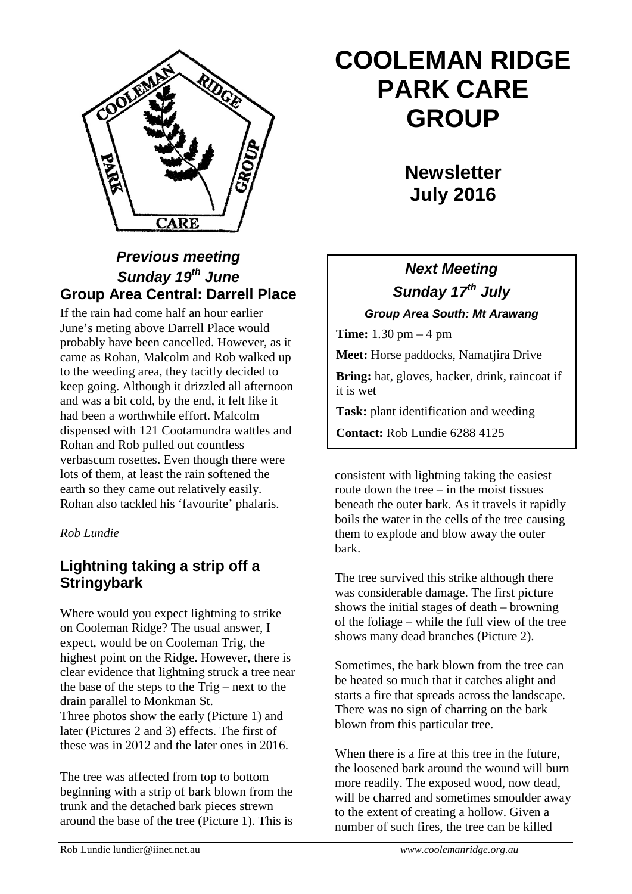# COOLEMAN RIDGE PARK CARE GROUP

## Newsletter July 2016

### *Next Meeting*
### *Sunday 17th July*
#### *Group Area South: Mt Arawang*

**Time:** 1.30 pm – 4 pm

**Meet:** Horse paddocks, Namatjira Drive

**Bring:** hat, gloves, hacker, drink, raincoat if it is wet

**Task:** plant identification and weeding

**Contact:** Rob Lundie 6288 4125

### *Previous meeting*
### *Sunday 19th June*
### Group Area Central: Darrell Place

If the rain had come half an hour earlier June's meting above Darrell Place would probably have been cancelled. However, as it came as Rohan, Malcolm and Rob walked up to the weeding area, they tacitly decided to keep going. Although it drizzled all afternoon and was a bit cold, by the end, it felt like it had been a worthwhile effort. Malcolm dispensed with 121 Cootamundra wattles and Rohan and Rob pulled out countless verbascum rosettes. Even though there were lots of them, at least the rain softened the earth so they came out relatively easily. Rohan also tackled his 'favourite' phalaris.

*Rob Lundie*

### Lightning taking a strip off a Stringybark

Where would you expect lightning to strike on Cooleman Ridge? The usual answer, I expect, would be on Cooleman Trig, the highest point on the Ridge. However, there is clear evidence that lightning struck a tree near the base of the steps to the Trig – next to the drain parallel to Monkman St.
Three photos show the early (Picture 1) and later (Pictures 2 and 3) effects. The first of these was in 2012 and the later ones in 2016.

The tree was affected from top to bottom beginning with a strip of bark blown from the trunk and the detached bark pieces strewn around the base of the tree (Picture 1). This is consistent with lightning taking the easiest route down the tree – in the moist tissues beneath the outer bark. As it travels it rapidly boils the water in the cells of the tree causing them to explode and blow away the outer bark.

The tree survived this strike although there was considerable damage. The first picture shows the initial stages of death – browning of the foliage – while the full view of the tree shows many dead branches (Picture 2).

Sometimes, the bark blown from the tree can be heated so much that it catches alight and starts a fire that spreads across the landscape. There was no sign of charring on the bark blown from this particular tree.

When there is a fire at this tree in the future, the loosened bark around the wound will burn more readily. The exposed wood, now dead, will be charred and sometimes smoulder away to the extent of creating a hollow. Given a number of such fires, the tree can be killed

Rob Lundie lundier@iinet.net.au *www.coolemanridge.org.au*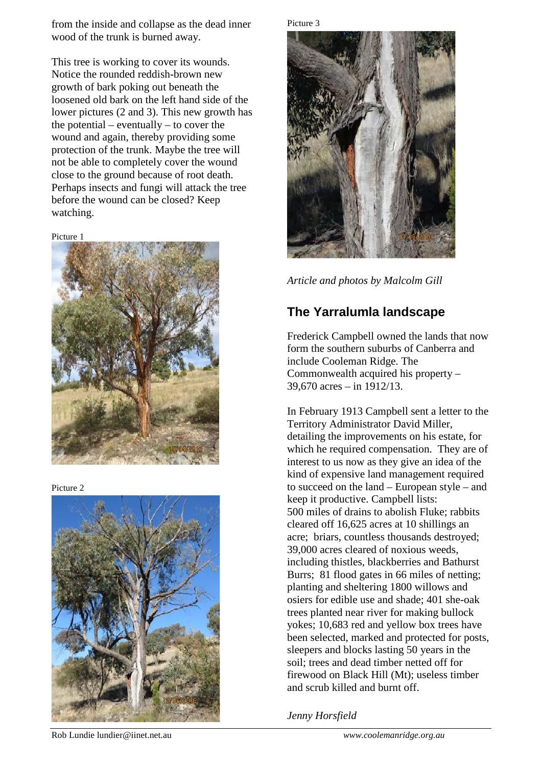from the inside and collapse as the dead inner wood of the trunk is burned away.

This tree is working to cover its wounds. Notice the rounded reddish-brown new growth of bark poking out beneath the loosened old bark on the left hand side of the lower pictures (2 and 3). This new growth has the potential – eventually – to cover the wound and again, thereby providing some protection of the trunk. Maybe the tree will not be able to completely cover the wound close to the ground because of root death. Perhaps insects and fungi will attack the tree before the wound can be closed? Keep watching.

Picture 1

Picture 2

Picture 3

*Article and photos by Malcolm Gill*

## The Yarralumla landscape

Frederick Campbell owned the lands that now form the southern suburbs of Canberra and include Cooleman Ridge. The Commonwealth acquired his property – 39,670 acres – in 1912/13.

In February 1913 Campbell sent a letter to the Territory Administrator David Miller, detailing the improvements on his estate, for which he required compensation. They are of interest to us now as they give an idea of the kind of expensive land management required to succeed on the land – European style – and keep it productive. Campbell lists:
500 miles of drains to abolish Fluke; rabbits cleared off 16,625 acres at 10 shillings an acre; briars, countless thousands destroyed; 39,000 acres cleared of noxious weeds, including thistles, blackberries and Bathurst Burrs; 81 flood gates in 66 miles of netting; planting and sheltering 1800 willows and osiers for edible use and shade; 401 she-oak trees planted near river for making bullock yokes; 10,683 red and yellow box trees have been selected, marked and protected for posts, sleepers and blocks lasting 50 years in the soil; trees and dead timber netted off for firewood on Black Hill (Mt); useless timber and scrub killed and burnt off.

*Jenny Horsfield*